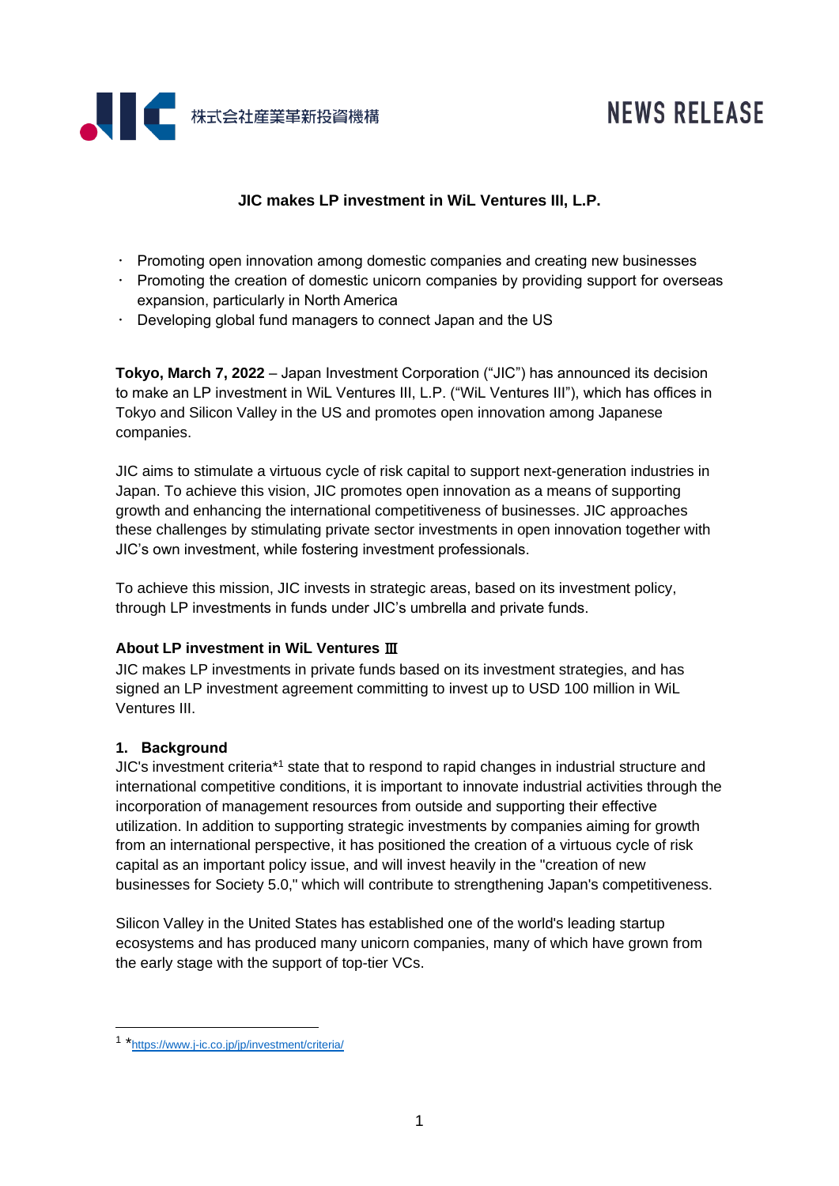株式会社産業革新投資機構

NEWS RELEASE

# JIC makes LP investment in WiL Ventures III, L.P.

- Promoting open innovation among domestic companies and creating new businesses
- Promoting the creation of domestic unicorn companies by providing support for overseas expansion, particularly in North America
- Developing global fund managers to connect Japan and the US

**Tokyo, March 7, 2022** – Japan Investment Corporation ("JIC") has announced its decision to make an LP investment in WiL Ventures III, L.P. ("WiL Ventures III"), which has offices in Tokyo and Silicon Valley in the US and promotes open innovation among Japanese companies.

JIC aims to stimulate a virtuous cycle of risk capital to support next-generation industries in Japan. To achieve this vision, JIC promotes open innovation as a means of supporting growth and enhancing the international competitiveness of businesses. JIC approaches these challenges by stimulating private sector investments in open innovation together with JIC's own investment, while fostering investment professionals.

To achieve this mission, JIC invests in strategic areas, based on its investment policy, through LP investments in funds under JIC's umbrella and private funds.

## About LP investment in WiL Ventures Ⅲ

JIC makes LP investments in private funds based on its investment strategies, and has signed an LP investment agreement committing to invest up to USD 100 million in WiL Ventures III.

### 1. Background

JIC's investment criteria*[1] state that to respond to rapid changes in industrial structure and international competitive conditions, it is important to innovate industrial activities through the incorporation of management resources from outside and supporting their effective utilization. In addition to supporting strategic investments by companies aiming for growth from an international perspective, it has positioned the creation of a virtuous cycle of risk capital as an important policy issue, and will invest heavily in the "creation of new businesses for Society 5.0," which will contribute to strengthening Japan's competitiveness.

Silicon Valley in the United States has established one of the world's leading startup ecosystems and has produced many unicorn companies, many of which have grown from the early stage with the support of top-tier VCs.

---

[1] *https://www.j-ic.co.jp/jp/investment/criteria/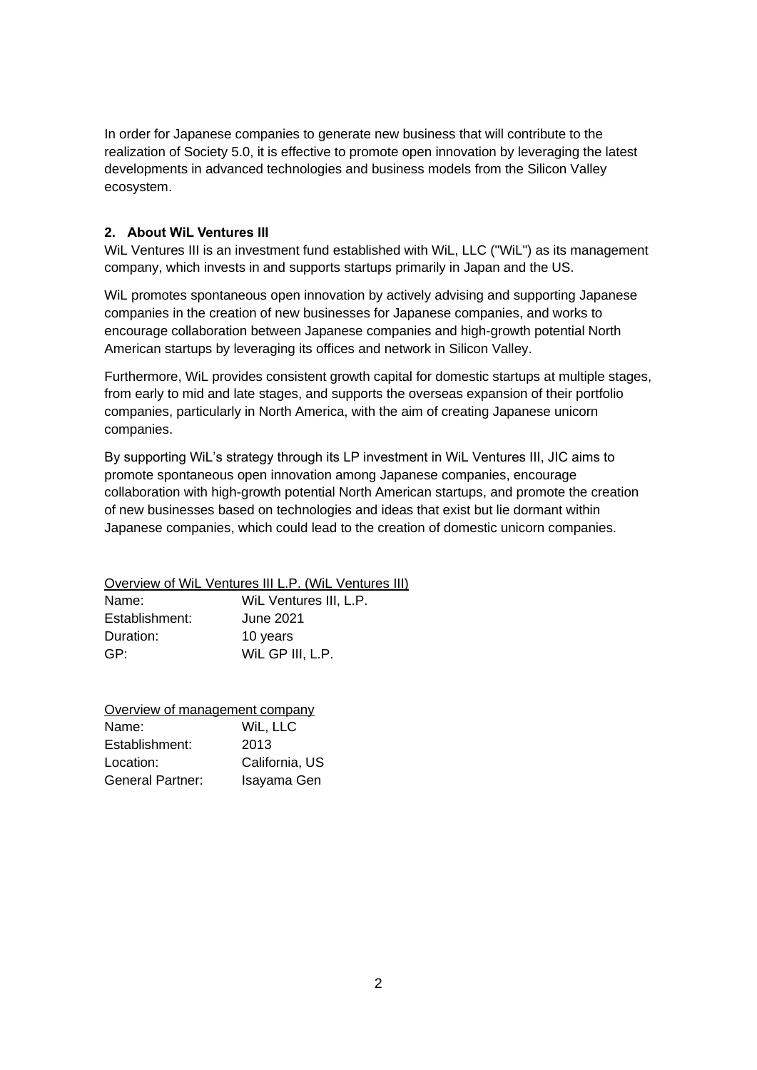In order for Japanese companies to generate new business that will contribute to the realization of Society 5.0, it is effective to promote open innovation by leveraging the latest developments in advanced technologies and business models from the Silicon Valley ecosystem.

## 2. About WiL Ventures III

WiL Ventures III is an investment fund established with WiL, LLC ("WiL") as its management company, which invests in and supports startups primarily in Japan and the US.

WiL promotes spontaneous open innovation by actively advising and supporting Japanese companies in the creation of new businesses for Japanese companies, and works to encourage collaboration between Japanese companies and high-growth potential North American startups by leveraging its offices and network in Silicon Valley.

Furthermore, WiL provides consistent growth capital for domestic startups at multiple stages, from early to mid and late stages, and supports the overseas expansion of their portfolio companies, particularly in North America, with the aim of creating Japanese unicorn companies.

By supporting WiL's strategy through its LP investment in WiL Ventures III, JIC aims to promote spontaneous open innovation among Japanese companies, encourage collaboration with high-growth potential North American startups, and promote the creation of new businesses based on technologies and ideas that exist but lie dormant within Japanese companies, which could lead to the creation of domestic unicorn companies.

Overview of WiL Ventures III L.P. (WiL Ventures III)

| | |
|---|---|
| Name: | WiL Ventures III, L.P. |
| Establishment: | June 2021 |
| Duration: | 10 years |
| GP: | WiL GP III, L.P. |

Overview of management company

| | |
|---|---|
| Name: | WiL, LLC |
| Establishment: | 2013 |
| Location: | California, US |
| General Partner: | Isayama Gen |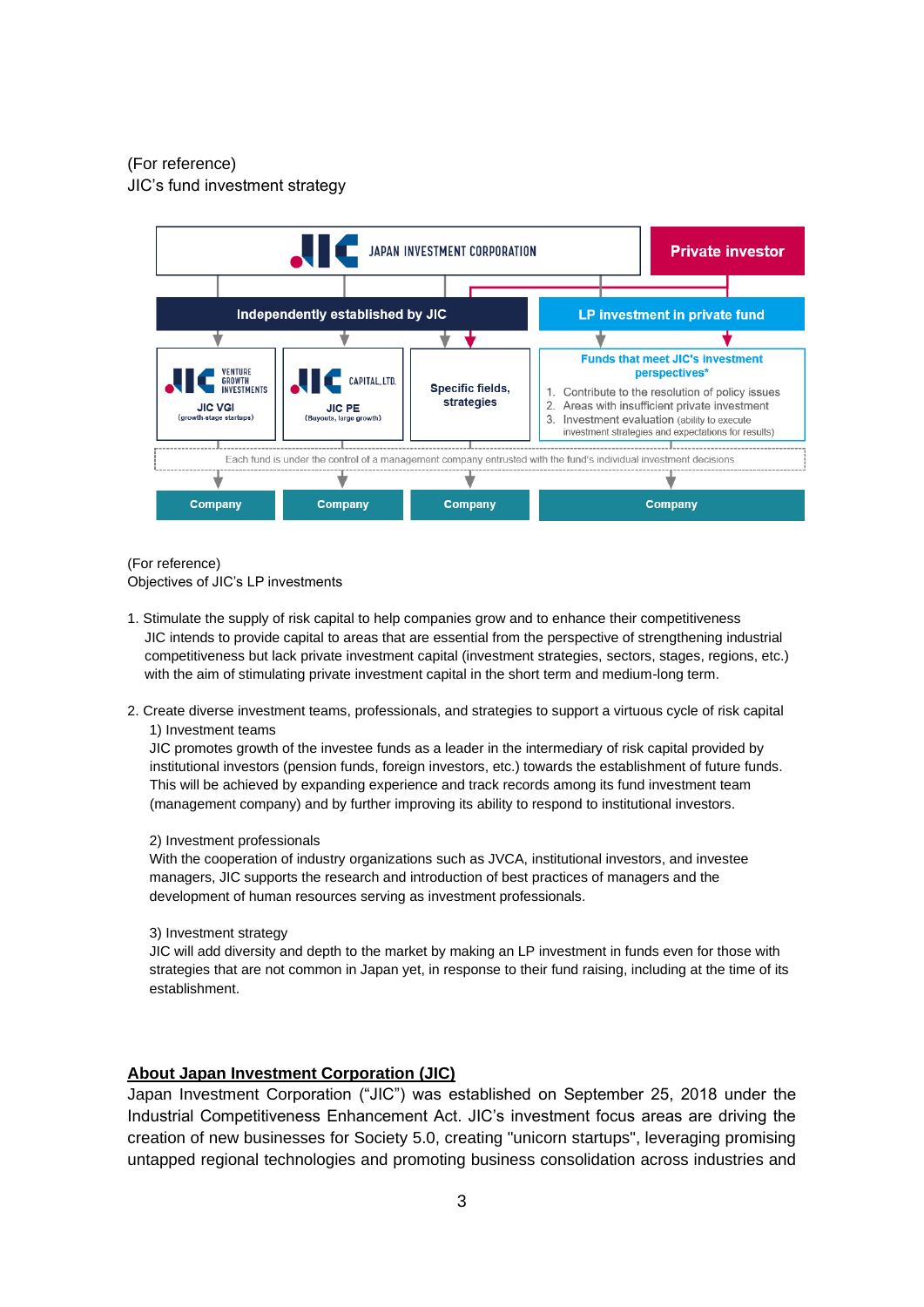(For reference)
JIC's fund investment strategy

JAPAN INVESTMENT CORPORATION | Private investor

Independently established by JIC | LP investment in private fund

JIC VGI (growth-stage startups) | JIC PE (Buyouts, large growth) | Specific fields, strategies | Funds that meet JIC's investment perspectives*
1. Contribute to the resolution of policy issues
2. Areas with insufficient private investment
3. Investment evaluation (ability to execute investment strategies and expectations for results)

Each fund is under the control of a management company entrusted with the fund's individual investment decisions

Company | Company | Company | Company

(For reference)
Objectives of JIC's LP investments

1. Stimulate the supply of risk capital to help companies grow and to enhance their competitiveness
   JIC intends to provide capital to areas that are essential from the perspective of strengthening industrial competitiveness but lack private investment capital (investment strategies, sectors, stages, regions, etc.) with the aim of stimulating private investment capital in the short term and medium-long term.

2. Create diverse investment teams, professionals, and strategies to support a virtuous cycle of risk capital
   1) Investment teams
   JIC promotes growth of the investee funds as a leader in the intermediary of risk capital provided by institutional investors (pension funds, foreign investors, etc.) towards the establishment of future funds. This will be achieved by expanding experience and track records among its fund investment team (management company) and by further improving its ability to respond to institutional investors.

   2) Investment professionals
   With the cooperation of industry organizations such as JVCA, institutional investors, and investee managers, JIC supports the research and introduction of best practices of managers and the development of human resources serving as investment professionals.

   3) Investment strategy
   JIC will add diversity and depth to the market by making an LP investment in funds even for those with strategies that are not common in Japan yet, in response to their fund raising, including at the time of its establishment.

**<u>About Japan Investment Corporation (JIC)</u>**

Japan Investment Corporation ("JIC") was established on September 25, 2018 under the Industrial Competitiveness Enhancement Act. JIC's investment focus areas are driving the creation of new businesses for Society 5.0, creating "unicorn startups", leveraging promising untapped regional technologies and promoting business consolidation across industries and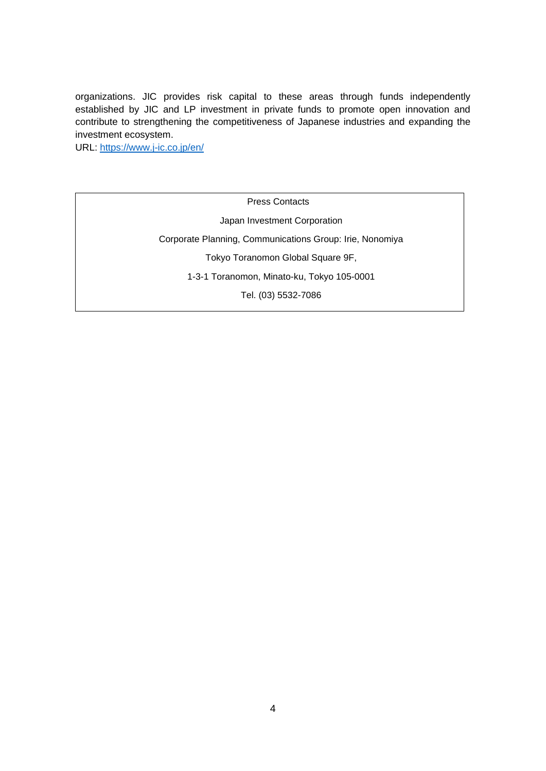organizations. JIC provides risk capital to these areas through funds independently established by JIC and LP investment in private funds to promote open innovation and contribute to strengthening the competitiveness of Japanese industries and expanding the investment ecosystem.
URL: [https://www.j-ic.co.jp/en/](https://www.j-ic.co.jp/en/)

Press Contacts

Japan Investment Corporation

Corporate Planning, Communications Group: Irie, Nonomiya

Tokyo Toranomon Global Square 9F,

1-3-1 Toranomon, Minato-ku, Tokyo 105-0001

Tel. (03) 5532-7086